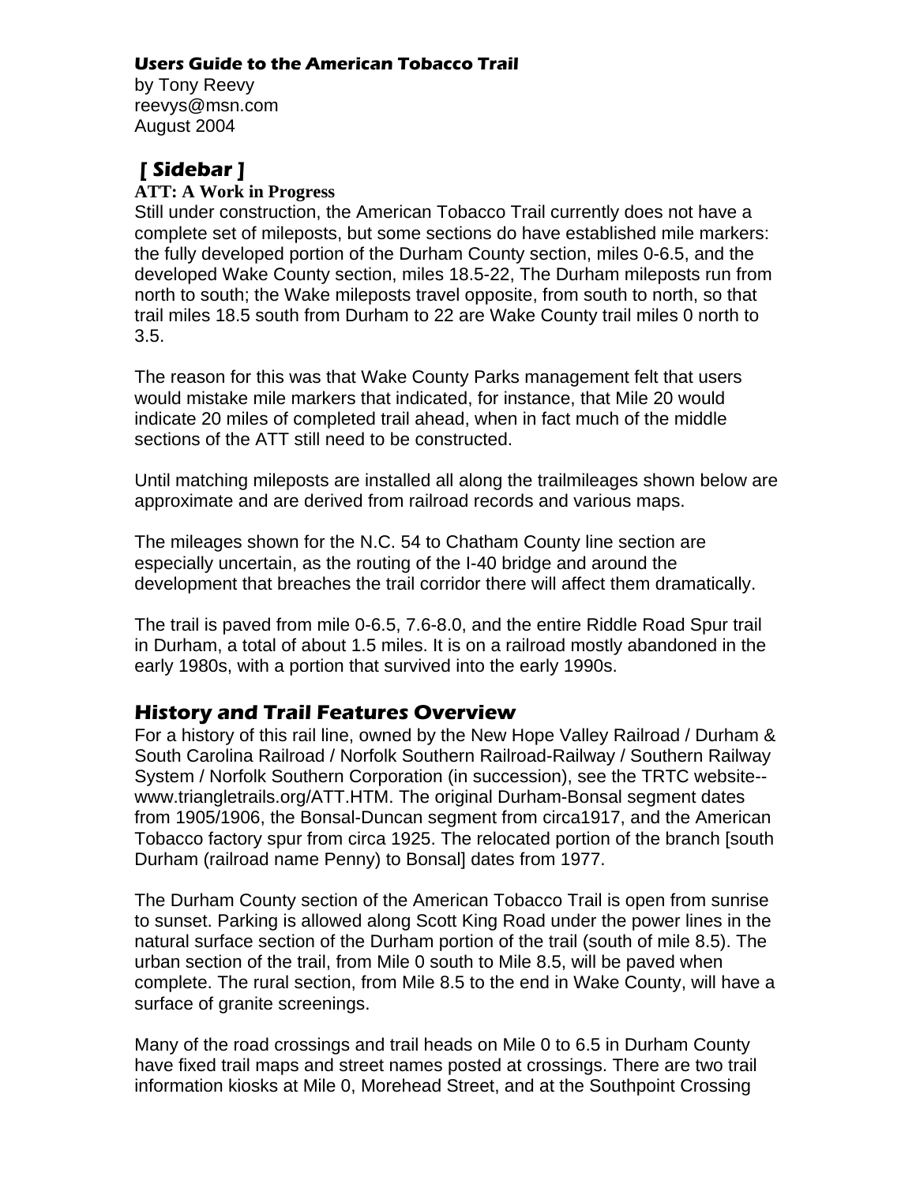**Users Guide to the American Tobacco Trail**

by Tony Reevy
reevys@msn.com
August 2004

## *[ Sidebar ]*

**ATT: A Work in Progress**

Still under construction, the American Tobacco Trail currently does not have a complete set of mileposts, but some sections do have established mile markers: the fully developed portion of the Durham County section, miles 0-6.5, and the developed Wake County section, miles 18.5-22, The Durham mileposts run from north to south; the Wake mileposts travel opposite, from south to north, so that trail miles 18.5 south from Durham to 22 are Wake County trail miles 0 north to 3.5.

The reason for this was that Wake County Parks management felt that users would mistake mile markers that indicated, for instance, that Mile 20 would indicate 20 miles of completed trail ahead, when in fact much of the middle sections of the ATT still need to be constructed.

Until matching mileposts are installed all along the trailmileages shown below are approximate and are derived from railroad records and various maps.

The mileages shown for the N.C. 54 to Chatham County line section are especially uncertain, as the routing of the I-40 bridge and around the development that breaches the trail corridor there will affect them dramatically.

The trail is paved from mile 0-6.5, 7.6-8.0, and the entire Riddle Road Spur trail in Durham, a total of about 1.5 miles. It is on a railroad mostly abandoned in the early 1980s, with a portion that survived into the early 1990s.

## History and Trail Features Overview

For a history of this rail line, owned by the New Hope Valley Railroad / Durham & South Carolina Railroad / Norfolk Southern Railroad-Railway / Southern Railway System / Norfolk Southern Corporation (in succession), see the TRTC website--www.triangletrails.org/ATT.HTM. The original Durham-Bonsal segment dates from 1905/1906, the Bonsal-Duncan segment from circa1917, and the American Tobacco factory spur from circa 1925. The relocated portion of the branch [south Durham (railroad name Penny) to Bonsal] dates from 1977.

The Durham County section of the American Tobacco Trail is open from sunrise to sunset. Parking is allowed along Scott King Road under the power lines in the natural surface section of the Durham portion of the trail (south of mile 8.5). The urban section of the trail, from Mile 0 south to Mile 8.5, will be paved when complete. The rural section, from Mile 8.5 to the end in Wake County, will have a surface of granite screenings.

Many of the road crossings and trail heads on Mile 0 to 6.5 in Durham County have fixed trail maps and street names posted at crossings. There are two trail information kiosks at Mile 0, Morehead Street, and at the Southpoint Crossing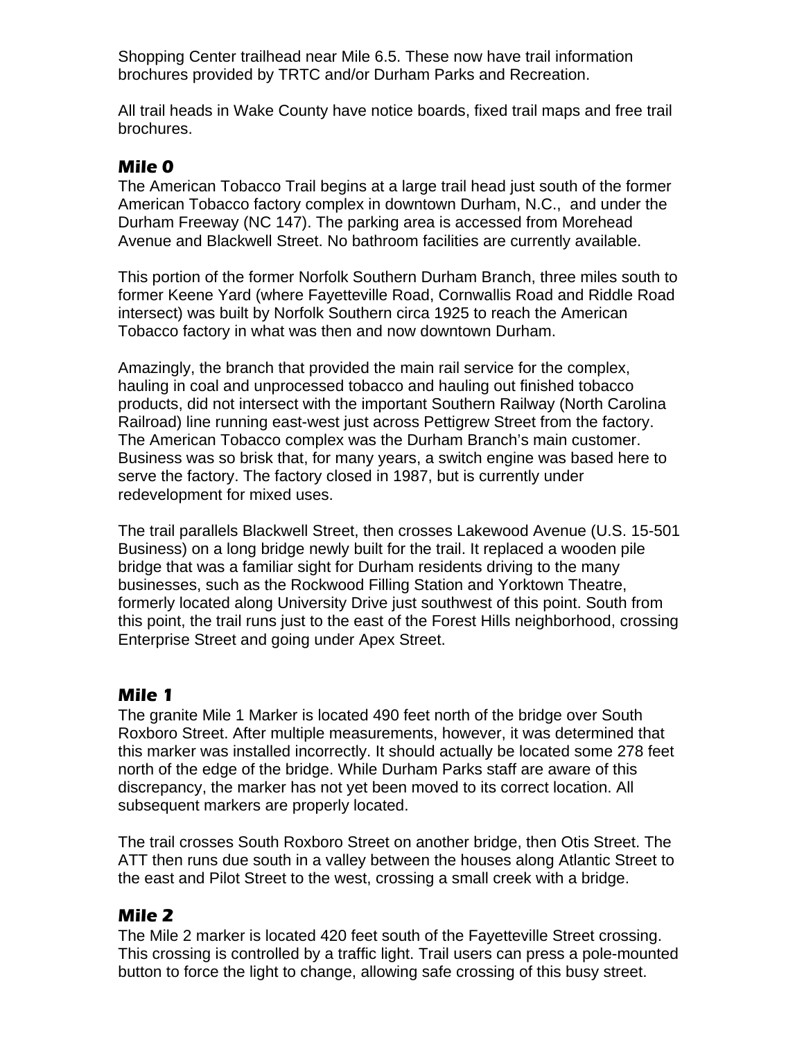Shopping Center trailhead near Mile 6.5. These now have trail information brochures provided by TRTC and/or Durham Parks and Recreation.

All trail heads in Wake County have notice boards, fixed trail maps and free trail brochures.

## Mile 0

The American Tobacco Trail begins at a large trail head just south of the former American Tobacco factory complex in downtown Durham, N.C., and under the Durham Freeway (NC 147). The parking area is accessed from Morehead Avenue and Blackwell Street. No bathroom facilities are currently available.

This portion of the former Norfolk Southern Durham Branch, three miles south to former Keene Yard (where Fayetteville Road, Cornwallis Road and Riddle Road intersect) was built by Norfolk Southern circa 1925 to reach the American Tobacco factory in what was then and now downtown Durham.

Amazingly, the branch that provided the main rail service for the complex, hauling in coal and unprocessed tobacco and hauling out finished tobacco products, did not intersect with the important Southern Railway (North Carolina Railroad) line running east-west just across Pettigrew Street from the factory. The American Tobacco complex was the Durham Branch's main customer. Business was so brisk that, for many years, a switch engine was based here to serve the factory. The factory closed in 1987, but is currently under redevelopment for mixed uses.

The trail parallels Blackwell Street, then crosses Lakewood Avenue (U.S. 15-501 Business) on a long bridge newly built for the trail. It replaced a wooden pile bridge that was a familiar sight for Durham residents driving to the many businesses, such as the Rockwood Filling Station and Yorktown Theatre, formerly located along University Drive just southwest of this point. South from this point, the trail runs just to the east of the Forest Hills neighborhood, crossing Enterprise Street and going under Apex Street.

## Mile 1

The granite Mile 1 Marker is located 490 feet north of the bridge over South Roxboro Street. After multiple measurements, however, it was determined that this marker was installed incorrectly. It should actually be located some 278 feet north of the edge of the bridge. While Durham Parks staff are aware of this discrepancy, the marker has not yet been moved to its correct location. All subsequent markers are properly located.

The trail crosses South Roxboro Street on another bridge, then Otis Street. The ATT then runs due south in a valley between the houses along Atlantic Street to the east and Pilot Street to the west, crossing a small creek with a bridge.

## Mile 2

The Mile 2 marker is located 420 feet south of the Fayetteville Street crossing. This crossing is controlled by a traffic light. Trail users can press a pole-mounted button to force the light to change, allowing safe crossing of this busy street.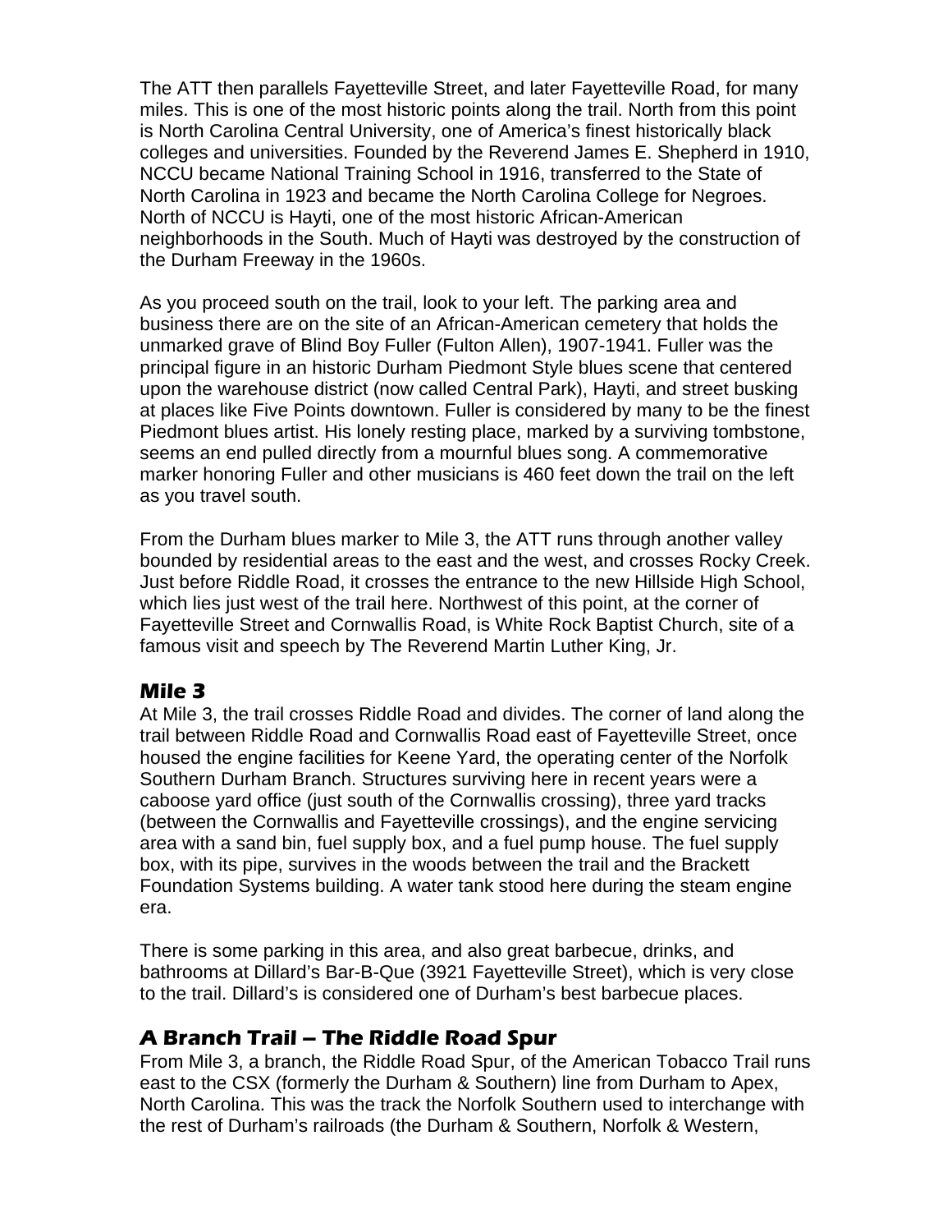The ATT then parallels Fayetteville Street, and later Fayetteville Road, for many miles. This is one of the most historic points along the trail. North from this point is North Carolina Central University, one of America's finest historically black colleges and universities. Founded by the Reverend James E. Shepherd in 1910, NCCU became National Training School in 1916, transferred to the State of North Carolina in 1923 and became the North Carolina College for Negroes. North of NCCU is Hayti, one of the most historic African-American neighborhoods in the South. Much of Hayti was destroyed by the construction of the Durham Freeway in the 1960s.

As you proceed south on the trail, look to your left. The parking area and business there are on the site of an African-American cemetery that holds the unmarked grave of Blind Boy Fuller (Fulton Allen), 1907-1941. Fuller was the principal figure in an historic Durham Piedmont Style blues scene that centered upon the warehouse district (now called Central Park), Hayti, and street busking at places like Five Points downtown. Fuller is considered by many to be the finest Piedmont blues artist. His lonely resting place, marked by a surviving tombstone, seems an end pulled directly from a mournful blues song. A commemorative marker honoring Fuller and other musicians is 460 feet down the trail on the left as you travel south.

From the Durham blues marker to Mile 3, the ATT runs through another valley bounded by residential areas to the east and the west, and crosses Rocky Creek. Just before Riddle Road, it crosses the entrance to the new Hillside High School, which lies just west of the trail here. Northwest of this point, at the corner of Fayetteville Street and Cornwallis Road, is White Rock Baptist Church, site of a famous visit and speech by The Reverend Martin Luther King, Jr.

### Mile 3

At Mile 3, the trail crosses Riddle Road and divides. The corner of land along the trail between Riddle Road and Cornwallis Road east of Fayetteville Street, once housed the engine facilities for Keene Yard, the operating center of the Norfolk Southern Durham Branch. Structures surviving here in recent years were a caboose yard office (just south of the Cornwallis crossing), three yard tracks (between the Cornwallis and Fayetteville crossings), and the engine servicing area with a sand bin, fuel supply box, and a fuel pump house. The fuel supply box, with its pipe, survives in the woods between the trail and the Brackett Foundation Systems building. A water tank stood here during the steam engine era.

There is some parking in this area, and also great barbecue, drinks, and bathrooms at Dillard's Bar-B-Que (3921 Fayetteville Street), which is very close to the trail. Dillard's is considered one of Durham's best barbecue places.

### A Branch Trail – The Riddle Road Spur

From Mile 3, a branch, the Riddle Road Spur, of the American Tobacco Trail runs east to the CSX (formerly the Durham & Southern) line from Durham to Apex, North Carolina. This was the track the Norfolk Southern used to interchange with the rest of Durham's railroads (the Durham & Southern, Norfolk & Western,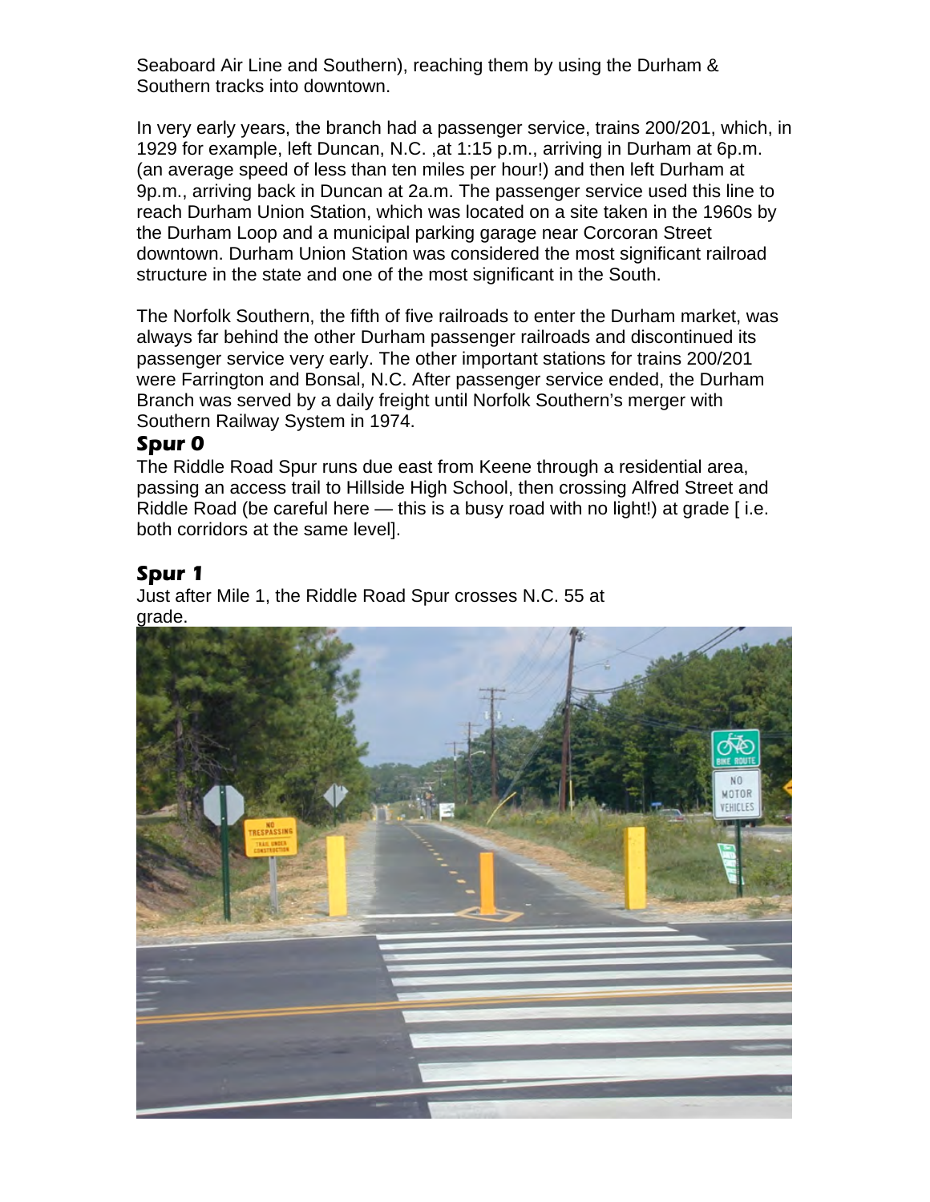Seaboard Air Line and Southern), reaching them by using the Durham & Southern tracks into downtown.

In very early years, the branch had a passenger service, trains 200/201, which, in 1929 for example, left Duncan, N.C. ,at 1:15 p.m., arriving in Durham at 6p.m. (an average speed of less than ten miles per hour!) and then left Durham at 9p.m., arriving back in Duncan at 2a.m. The passenger service used this line to reach Durham Union Station, which was located on a site taken in the 1960s by the Durham Loop and a municipal parking garage near Corcoran Street downtown. Durham Union Station was considered the most significant railroad structure in the state and one of the most significant in the South.

The Norfolk Southern, the fifth of five railroads to enter the Durham market, was always far behind the other Durham passenger railroads and discontinued its passenger service very early. The other important stations for trains 200/201 were Farrington and Bonsal, N.C. After passenger service ended, the Durham Branch was served by a daily freight until Norfolk Southern's merger with Southern Railway System in 1974.

### Spur 0

The Riddle Road Spur runs due east from Keene through a residential area, passing an access trail to Hillside High School, then crossing Alfred Street and Riddle Road (be careful here — this is a busy road with no light!) at grade [ i.e. both corridors at the same level].

### Spur 1

Just after Mile 1, the Riddle Road Spur crosses N.C. 55 at grade.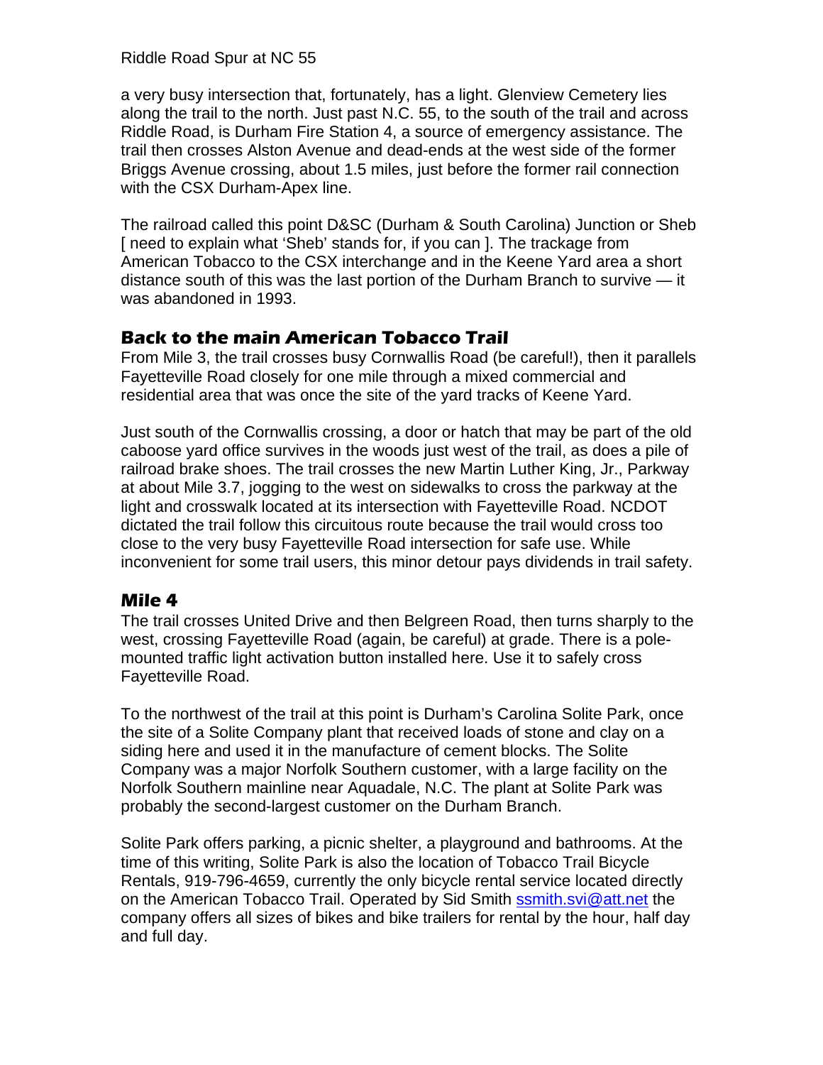Riddle Road Spur at NC 55

a very busy intersection that, fortunately, has a light. Glenview Cemetery lies along the trail to the north. Just past N.C. 55, to the south of the trail and across Riddle Road, is Durham Fire Station 4, a source of emergency assistance. The trail then crosses Alston Avenue and dead-ends at the west side of the former Briggs Avenue crossing, about 1.5 miles, just before the former rail connection with the CSX Durham-Apex line.

The railroad called this point D&SC (Durham & South Carolina) Junction or Sheb [ need to explain what 'Sheb' stands for, if you can ]. The trackage from American Tobacco to the CSX interchange and in the Keene Yard area a short distance south of this was the last portion of the Durham Branch to survive — it was abandoned in 1993.

## Back to the main American Tobacco Trail

From Mile 3, the trail crosses busy Cornwallis Road (be careful!), then it parallels Fayetteville Road closely for one mile through a mixed commercial and residential area that was once the site of the yard tracks of Keene Yard.

Just south of the Cornwallis crossing, a door or hatch that may be part of the old caboose yard office survives in the woods just west of the trail, as does a pile of railroad brake shoes. The trail crosses the new Martin Luther King, Jr., Parkway at about Mile 3.7, jogging to the west on sidewalks to cross the parkway at the light and crosswalk located at its intersection with Fayetteville Road. NCDOT dictated the trail follow this circuitous route because the trail would cross too close to the very busy Fayetteville Road intersection for safe use. While inconvenient for some trail users, this minor detour pays dividends in trail safety.

## Mile 4

The trail crosses United Drive and then Belgreen Road, then turns sharply to the west, crossing Fayetteville Road (again, be careful) at grade. There is a pole-mounted traffic light activation button installed here. Use it to safely cross Fayetteville Road.

To the northwest of the trail at this point is Durham's Carolina Solite Park, once the site of a Solite Company plant that received loads of stone and clay on a siding here and used it in the manufacture of cement blocks. The Solite Company was a major Norfolk Southern customer, with a large facility on the Norfolk Southern mainline near Aquadale, N.C. The plant at Solite Park was probably the second-largest customer on the Durham Branch.

Solite Park offers parking, a picnic shelter, a playground and bathrooms. At the time of this writing, Solite Park is also the location of Tobacco Trail Bicycle Rentals, 919-796-4659, currently the only bicycle rental service located directly on the American Tobacco Trail. Operated by Sid Smith ssmith.svi@att.net the company offers all sizes of bikes and bike trailers for rental by the hour, half day and full day.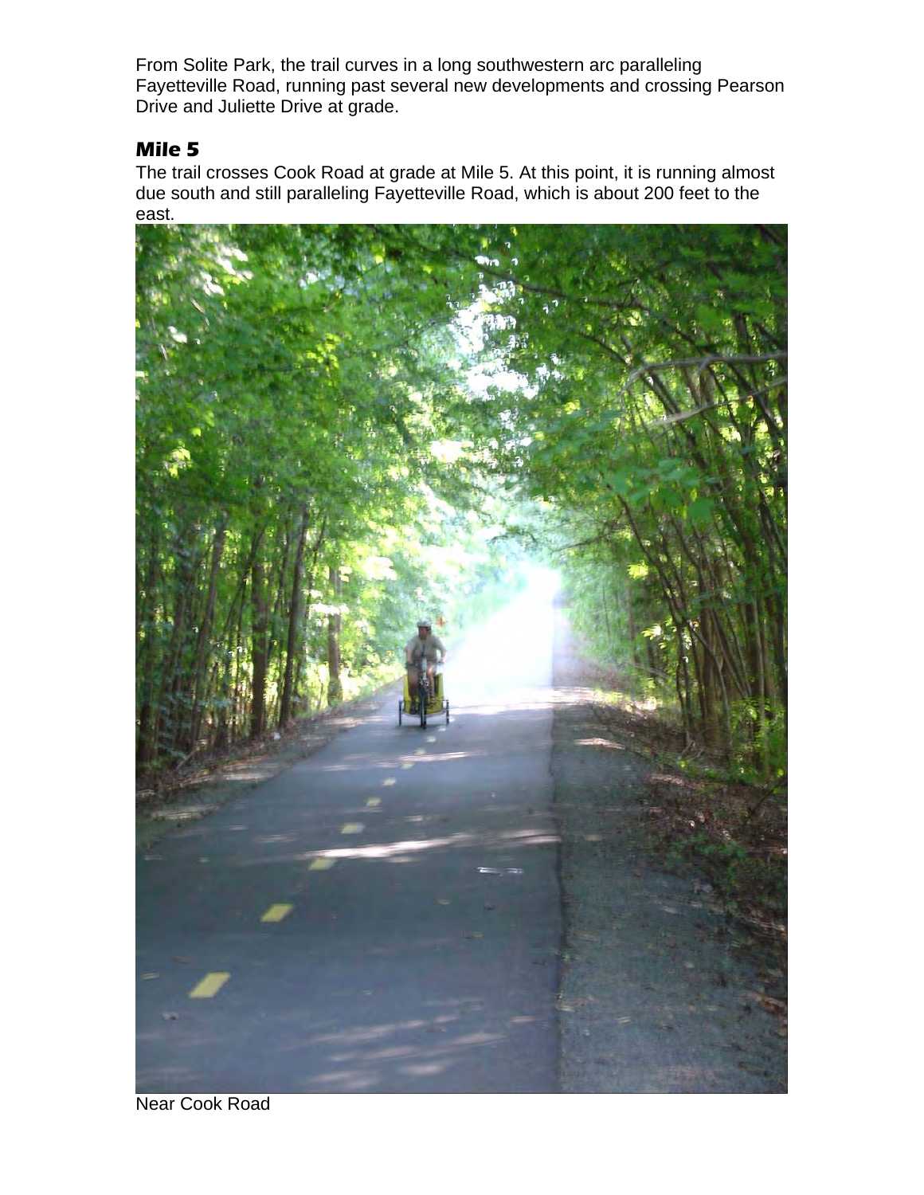From Solite Park, the trail curves in a long southwestern arc paralleling Fayetteville Road, running past several new developments and crossing Pearson Drive and Juliette Drive at grade.

## Mile 5

The trail crosses Cook Road at grade at Mile 5. At this point, it is running almost due south and still paralleling Fayetteville Road, which is about 200 feet to the east.

Near Cook Road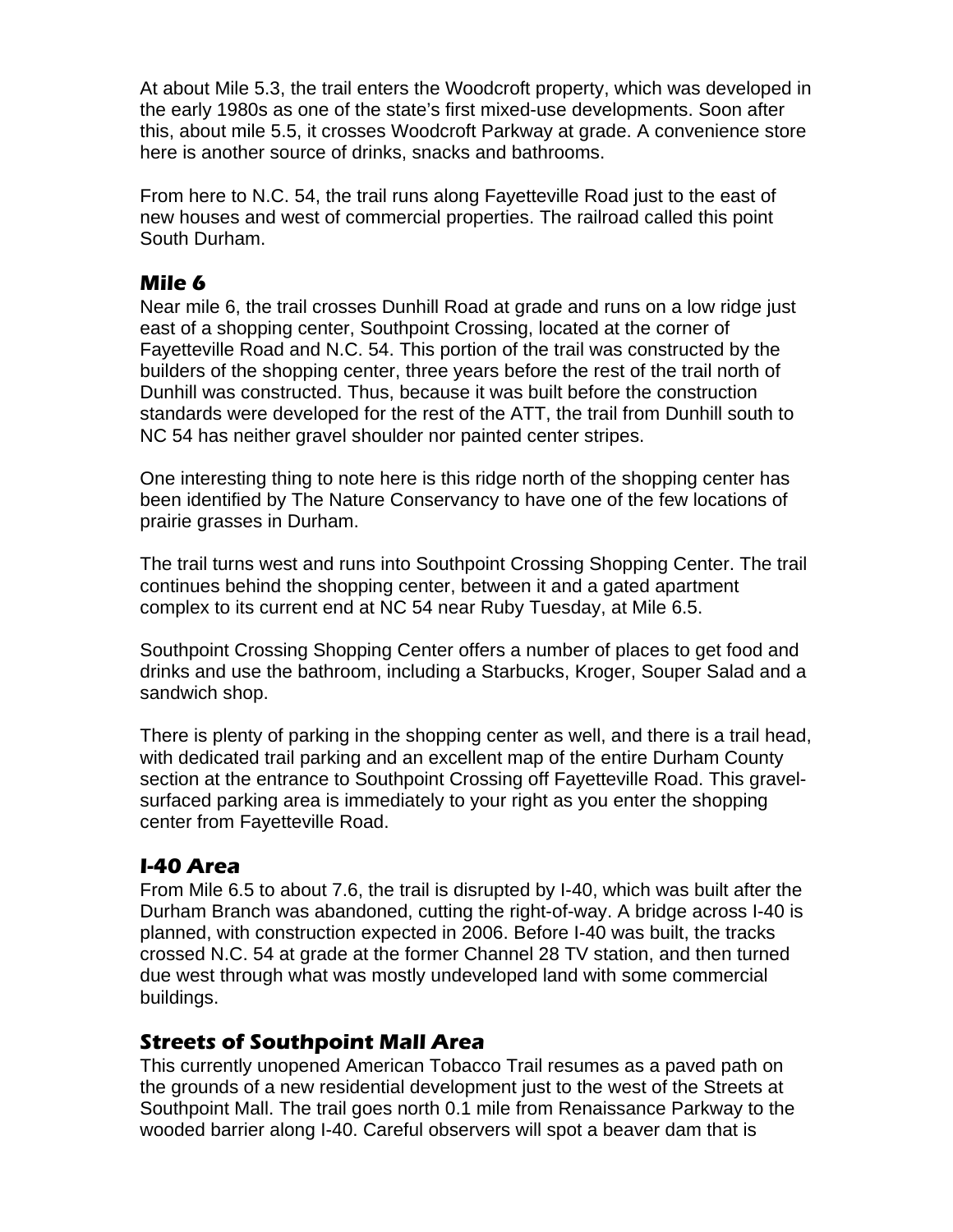At about Mile 5.3, the trail enters the Woodcroft property, which was developed in the early 1980s as one of the state's first mixed-use developments. Soon after this, about mile 5.5, it crosses Woodcroft Parkway at grade. A convenience store here is another source of drinks, snacks and bathrooms.

From here to N.C. 54, the trail runs along Fayetteville Road just to the east of new houses and west of commercial properties. The railroad called this point South Durham.

### Mile 6

Near mile 6, the trail crosses Dunhill Road at grade and runs on a low ridge just east of a shopping center, Southpoint Crossing, located at the corner of Fayetteville Road and N.C. 54. This portion of the trail was constructed by the builders of the shopping center, three years before the rest of the trail north of Dunhill was constructed. Thus, because it was built before the construction standards were developed for the rest of the ATT, the trail from Dunhill south to NC 54 has neither gravel shoulder nor painted center stripes.

One interesting thing to note here is this ridge north of the shopping center has been identified by The Nature Conservancy to have one of the few locations of prairie grasses in Durham.

The trail turns west and runs into Southpoint Crossing Shopping Center. The trail continues behind the shopping center, between it and a gated apartment complex to its current end at NC 54 near Ruby Tuesday, at Mile 6.5.

Southpoint Crossing Shopping Center offers a number of places to get food and drinks and use the bathroom, including a Starbucks, Kroger, Souper Salad and a sandwich shop.

There is plenty of parking in the shopping center as well, and there is a trail head, with dedicated trail parking and an excellent map of the entire Durham County section at the entrance to Southpoint Crossing off Fayetteville Road. This gravel-surfaced parking area is immediately to your right as you enter the shopping center from Fayetteville Road.

### I-40 Area

From Mile 6.5 to about 7.6, the trail is disrupted by I-40, which was built after the Durham Branch was abandoned, cutting the right-of-way. A bridge across I-40 is planned, with construction expected in 2006. Before I-40 was built, the tracks crossed N.C. 54 at grade at the former Channel 28 TV station, and then turned due west through what was mostly undeveloped land with some commercial buildings.

### Streets of Southpoint Mall Area

This currently unopened American Tobacco Trail resumes as a paved path on the grounds of a new residential development just to the west of the Streets at Southpoint Mall. The trail goes north 0.1 mile from Renaissance Parkway to the wooded barrier along I-40. Careful observers will spot a beaver dam that is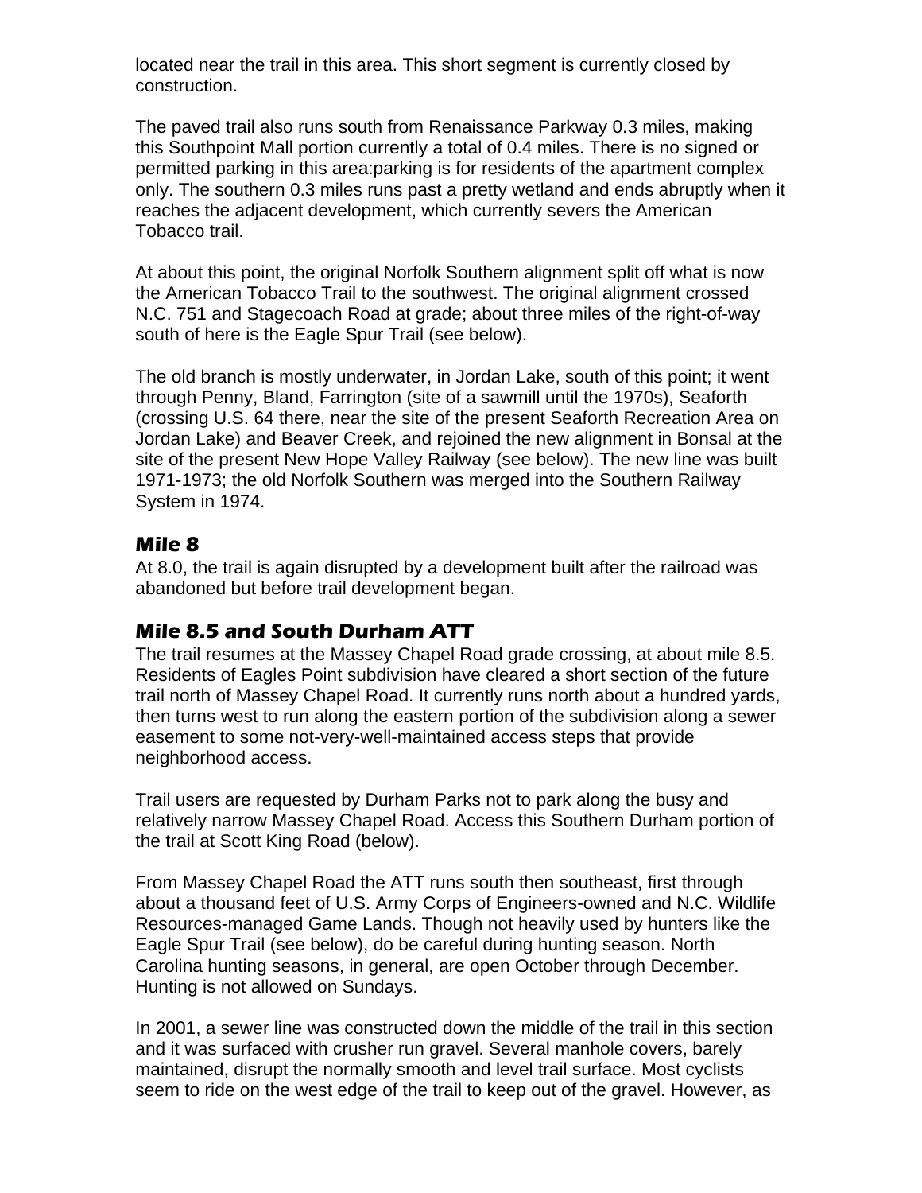located near the trail in this area. This short segment is currently closed by construction.

The paved trail also runs south from Renaissance Parkway 0.3 miles, making this Southpoint Mall portion currently a total of 0.4 miles. There is no signed or permitted parking in this area:parking is for residents of the apartment complex only. The southern 0.3 miles runs past a pretty wetland and ends abruptly when it reaches the adjacent development, which currently severs the American Tobacco trail.

At about this point, the original Norfolk Southern alignment split off what is now the American Tobacco Trail to the southwest. The original alignment crossed N.C. 751 and Stagecoach Road at grade; about three miles of the right-of-way south of here is the Eagle Spur Trail (see below).

The old branch is mostly underwater, in Jordan Lake, south of this point; it went through Penny, Bland, Farrington (site of a sawmill until the 1970s), Seaforth (crossing U.S. 64 there, near the site of the present Seaforth Recreation Area on Jordan Lake) and Beaver Creek, and rejoined the new alignment in Bonsal at the site of the present New Hope Valley Railway (see below). The new line was built 1971-1973; the old Norfolk Southern was merged into the Southern Railway System in 1974.

### Mile 8

At 8.0, the trail is again disrupted by a development built after the railroad was abandoned but before trail development began.

### Mile 8.5 and South Durham ATT

The trail resumes at the Massey Chapel Road grade crossing, at about mile 8.5. Residents of Eagles Point subdivision have cleared a short section of the future trail north of Massey Chapel Road. It currently runs north about a hundred yards, then turns west to run along the eastern portion of the subdivision along a sewer easement to some not-very-well-maintained access steps that provide neighborhood access.

Trail users are requested by Durham Parks not to park along the busy and relatively narrow Massey Chapel Road. Access this Southern Durham portion of the trail at Scott King Road (below).

From Massey Chapel Road the ATT runs south then southeast, first through about a thousand feet of U.S. Army Corps of Engineers-owned and N.C. Wildlife Resources-managed Game Lands. Though not heavily used by hunters like the Eagle Spur Trail (see below), do be careful during hunting season. North Carolina hunting seasons, in general, are open October through December. Hunting is not allowed on Sundays.

In 2001, a sewer line was constructed down the middle of the trail in this section and it was surfaced with crusher run gravel. Several manhole covers, barely maintained, disrupt the normally smooth and level trail surface. Most cyclists seem to ride on the west edge of the trail to keep out of the gravel. However, as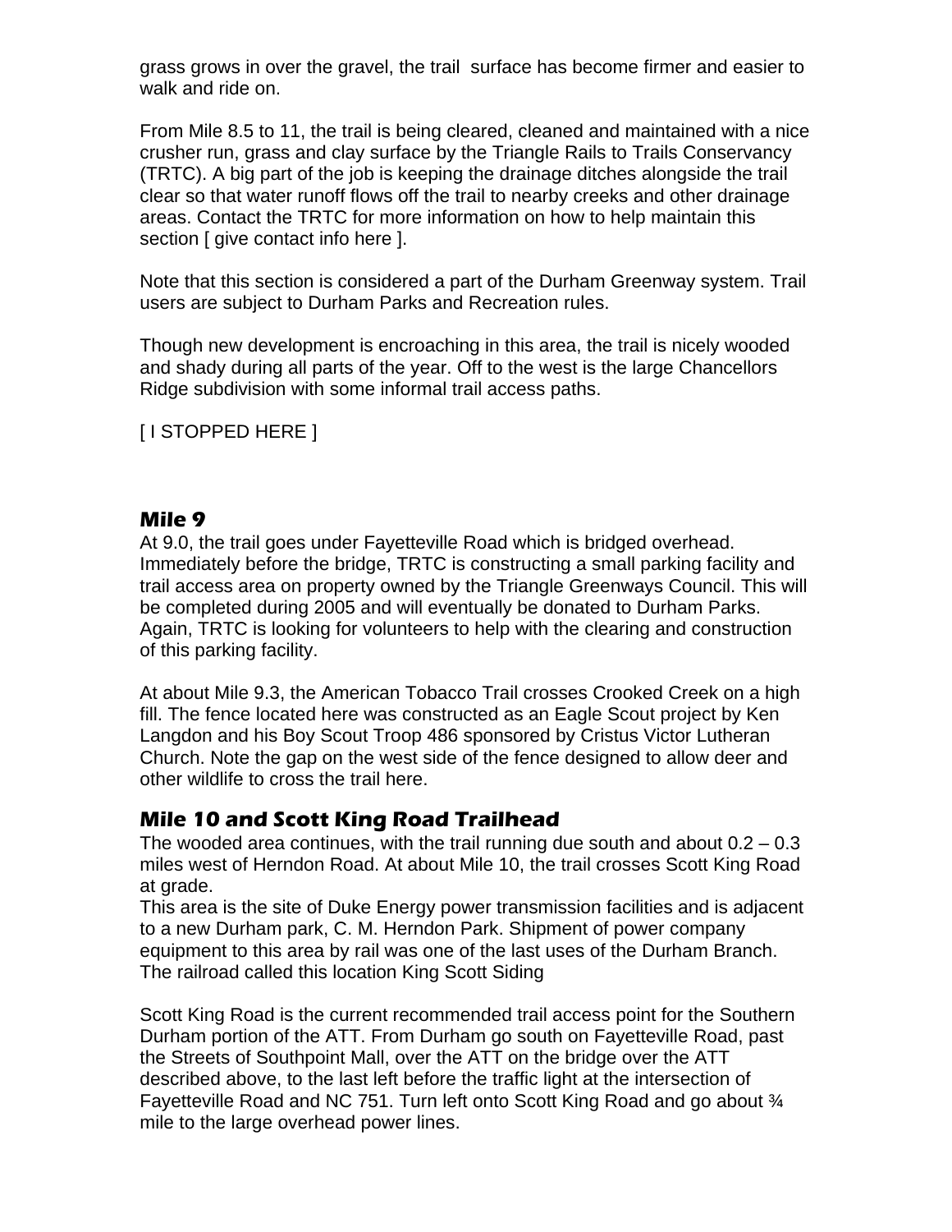grass grows in over the gravel, the trail surface has become firmer and easier to walk and ride on.

From Mile 8.5 to 11, the trail is being cleared, cleaned and maintained with a nice crusher run, grass and clay surface by the Triangle Rails to Trails Conservancy (TRTC). A big part of the job is keeping the drainage ditches alongside the trail clear so that water runoff flows off the trail to nearby creeks and other drainage areas. Contact the TRTC for more information on how to help maintain this section [ give contact info here ].

Note that this section is considered a part of the Durham Greenway system. Trail users are subject to Durham Parks and Recreation rules.

Though new development is encroaching in this area, the trail is nicely wooded and shady during all parts of the year. Off to the west is the large Chancellors Ridge subdivision with some informal trail access paths.

[ I STOPPED HERE ]

### Mile 9

At 9.0, the trail goes under Fayetteville Road which is bridged overhead. Immediately before the bridge, TRTC is constructing a small parking facility and trail access area on property owned by the Triangle Greenways Council. This will be completed during 2005 and will eventually be donated to Durham Parks. Again, TRTC is looking for volunteers to help with the clearing and construction of this parking facility.

At about Mile 9.3, the American Tobacco Trail crosses Crooked Creek on a high fill. The fence located here was constructed as an Eagle Scout project by Ken Langdon and his Boy Scout Troop 486 sponsored by Cristus Victor Lutheran Church. Note the gap on the west side of the fence designed to allow deer and other wildlife to cross the trail here.

### Mile 10 and Scott King Road Trailhead

The wooded area continues, with the trail running due south and about 0.2 – 0.3 miles west of Herndon Road. At about Mile 10, the trail crosses Scott King Road at grade.
This area is the site of Duke Energy power transmission facilities and is adjacent to a new Durham park, C. M. Herndon Park. Shipment of power company equipment to this area by rail was one of the last uses of the Durham Branch. The railroad called this location King Scott Siding

Scott King Road is the current recommended trail access point for the Southern Durham portion of the ATT. From Durham go south on Fayetteville Road, past the Streets of Southpoint Mall, over the ATT on the bridge over the ATT described above, to the last left before the traffic light at the intersection of Fayetteville Road and NC 751. Turn left onto Scott King Road and go about ¾ mile to the large overhead power lines.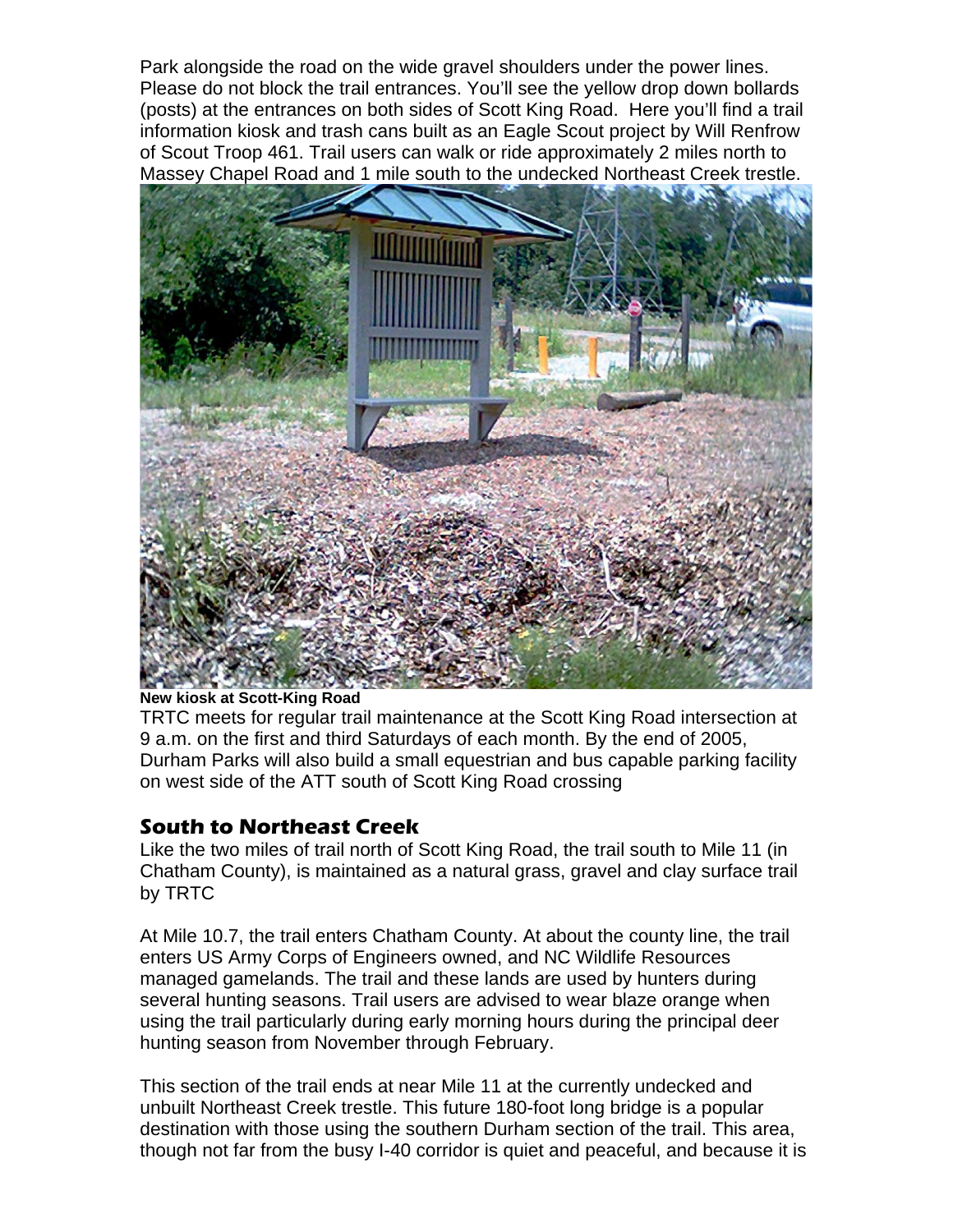Park alongside the road on the wide gravel shoulders under the power lines. Please do not block the trail entrances. You'll see the yellow drop down bollards (posts) at the entrances on both sides of Scott King Road. Here you'll find a trail information kiosk and trash cans built as an Eagle Scout project by Will Renfrow of Scout Troop 461. Trail users can walk or ride approximately 2 miles north to Massey Chapel Road and 1 mile south to the undecked Northeast Creek trestle.

**New kiosk at Scott-King Road**

TRTC meets for regular trail maintenance at the Scott King Road intersection at 9 a.m. on the first and third Saturdays of each month. By the end of 2005, Durham Parks will also build a small equestrian and bus capable parking facility on west side of the ATT south of Scott King Road crossing

## South to Northeast Creek

Like the two miles of trail north of Scott King Road, the trail south to Mile 11 (in Chatham County), is maintained as a natural grass, gravel and clay surface trail by TRTC

At Mile 10.7, the trail enters Chatham County. At about the county line, the trail enters US Army Corps of Engineers owned, and NC Wildlife Resources managed gamelands. The trail and these lands are used by hunters during several hunting seasons. Trail users are advised to wear blaze orange when using the trail particularly during early morning hours during the principal deer hunting season from November through February.

This section of the trail ends at near Mile 11 at the currently undecked and unbuilt Northeast Creek trestle. This future 180-foot long bridge is a popular destination with those using the southern Durham section of the trail. This area, though not far from the busy I-40 corridor is quiet and peaceful, and because it is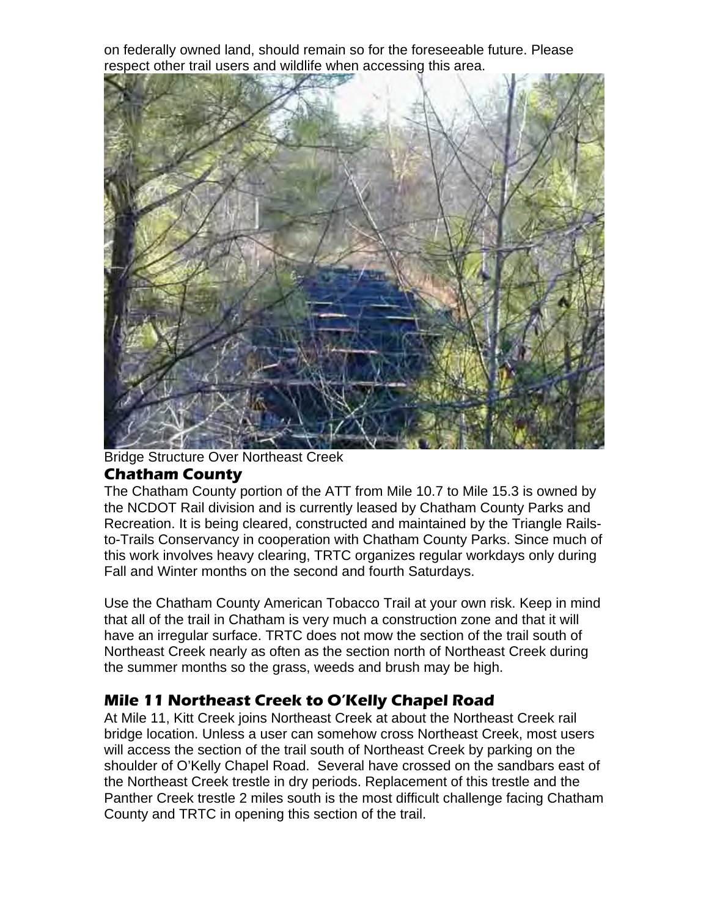on federally owned land, should remain so for the foreseeable future. Please respect other trail users and wildlife when accessing this area.

Bridge Structure Over Northeast Creek

## Chatham County

The Chatham County portion of the ATT from Mile 10.7 to Mile 15.3 is owned by the NCDOT Rail division and is currently leased by Chatham County Parks and Recreation. It is being cleared, constructed and maintained by the Triangle Rails-to-Trails Conservancy in cooperation with Chatham County Parks. Since much of this work involves heavy clearing, TRTC organizes regular workdays only during Fall and Winter months on the second and fourth Saturdays.

Use the Chatham County American Tobacco Trail at your own risk. Keep in mind that all of the trail in Chatham is very much a construction zone and that it will have an irregular surface. TRTC does not mow the section of the trail south of Northeast Creek nearly as often as the section north of Northeast Creek during the summer months so the grass, weeds and brush may be high.

## Mile 11 Northeast Creek to O'Kelly Chapel Road

At Mile 11, Kitt Creek joins Northeast Creek at about the Northeast Creek rail bridge location. Unless a user can somehow cross Northeast Creek, most users will access the section of the trail south of Northeast Creek by parking on the shoulder of O'Kelly Chapel Road. Several have crossed on the sandbars east of the Northeast Creek trestle in dry periods. Replacement of this trestle and the Panther Creek trestle 2 miles south is the most difficult challenge facing Chatham County and TRTC in opening this section of the trail.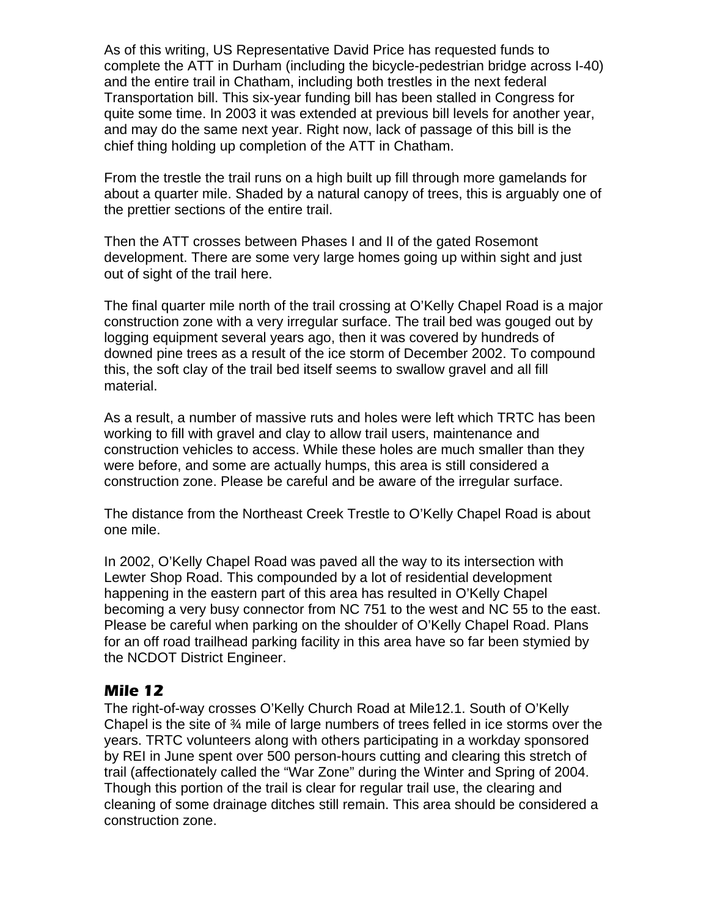As of this writing, US Representative David Price has requested funds to complete the ATT in Durham (including the bicycle-pedestrian bridge across I-40) and the entire trail in Chatham, including both trestles in the next federal Transportation bill. This six-year funding bill has been stalled in Congress for quite some time. In 2003 it was extended at previous bill levels for another year, and may do the same next year. Right now, lack of passage of this bill is the chief thing holding up completion of the ATT in Chatham.

From the trestle the trail runs on a high built up fill through more gamelands for about a quarter mile. Shaded by a natural canopy of trees, this is arguably one of the prettier sections of the entire trail.

Then the ATT crosses between Phases I and II of the gated Rosemont development. There are some very large homes going up within sight and just out of sight of the trail here.

The final quarter mile north of the trail crossing at O'Kelly Chapel Road is a major construction zone with a very irregular surface. The trail bed was gouged out by logging equipment several years ago, then it was covered by hundreds of downed pine trees as a result of the ice storm of December 2002. To compound this, the soft clay of the trail bed itself seems to swallow gravel and all fill material.

As a result, a number of massive ruts and holes were left which TRTC has been working to fill with gravel and clay to allow trail users, maintenance and construction vehicles to access. While these holes are much smaller than they were before, and some are actually humps, this area is still considered a construction zone. Please be careful and be aware of the irregular surface.

The distance from the Northeast Creek Trestle to O'Kelly Chapel Road is about one mile.

In 2002, O'Kelly Chapel Road was paved all the way to its intersection with Lewter Shop Road. This compounded by a lot of residential development happening in the eastern part of this area has resulted in O'Kelly Chapel becoming a very busy connector from NC 751 to the west and NC 55 to the east. Please be careful when parking on the shoulder of O'Kelly Chapel Road. Plans for an off road trailhead parking facility in this area have so far been stymied by the NCDOT District Engineer.

## Mile 12

The right-of-way crosses O'Kelly Church Road at Mile12.1. South of O'Kelly Chapel is the site of ¾ mile of large numbers of trees felled in ice storms over the years. TRTC volunteers along with others participating in a workday sponsored by REI in June spent over 500 person-hours cutting and clearing this stretch of trail (affectionately called the "War Zone" during the Winter and Spring of 2004. Though this portion of the trail is clear for regular trail use, the clearing and cleaning of some drainage ditches still remain. This area should be considered a construction zone.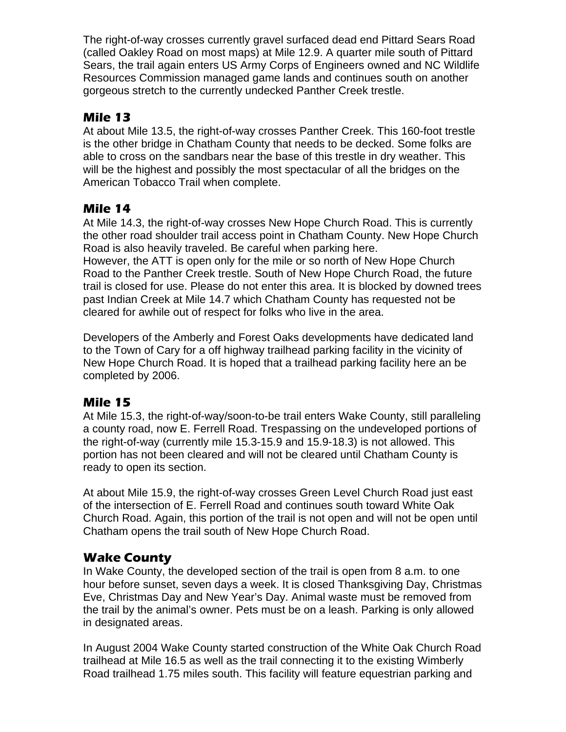The right-of-way crosses currently gravel surfaced dead end Pittard Sears Road (called Oakley Road on most maps) at Mile 12.9. A quarter mile south of Pittard Sears, the trail again enters US Army Corps of Engineers owned and NC Wildlife Resources Commission managed game lands and continues south on another gorgeous stretch to the currently undecked Panther Creek trestle.

### Mile 13

At about Mile 13.5, the right-of-way crosses Panther Creek. This 160-foot trestle is the other bridge in Chatham County that needs to be decked. Some folks are able to cross on the sandbars near the base of this trestle in dry weather. This will be the highest and possibly the most spectacular of all the bridges on the American Tobacco Trail when complete.

### Mile 14

At Mile 14.3, the right-of-way crosses New Hope Church Road. This is currently the other road shoulder trail access point in Chatham County. New Hope Church Road is also heavily traveled. Be careful when parking here.
However, the ATT is open only for the mile or so north of New Hope Church Road to the Panther Creek trestle. South of New Hope Church Road, the future trail is closed for use. Please do not enter this area. It is blocked by downed trees past Indian Creek at Mile 14.7 which Chatham County has requested not be cleared for awhile out of respect for folks who live in the area.

Developers of the Amberly and Forest Oaks developments have dedicated land to the Town of Cary for a off highway trailhead parking facility in the vicinity of New Hope Church Road. It is hoped that a trailhead parking facility here an be completed by 2006.

### Mile 15

At Mile 15.3, the right-of-way/soon-to-be trail enters Wake County, still paralleling a county road, now E. Ferrell Road. Trespassing on the undeveloped portions of the right-of-way (currently mile 15.3-15.9 and 15.9-18.3) is not allowed. This portion has not been cleared and will not be cleared until Chatham County is ready to open its section.

At about Mile 15.9, the right-of-way crosses Green Level Church Road just east of the intersection of E. Ferrell Road and continues south toward White Oak Church Road. Again, this portion of the trail is not open and will not be open until Chatham opens the trail south of New Hope Church Road.

### Wake County

In Wake County, the developed section of the trail is open from 8 a.m. to one hour before sunset, seven days a week. It is closed Thanksgiving Day, Christmas Eve, Christmas Day and New Year's Day. Animal waste must be removed from the trail by the animal's owner. Pets must be on a leash. Parking is only allowed in designated areas.

In August 2004 Wake County started construction of the White Oak Church Road trailhead at Mile 16.5 as well as the trail connecting it to the existing Wimberly Road trailhead 1.75 miles south. This facility will feature equestrian parking and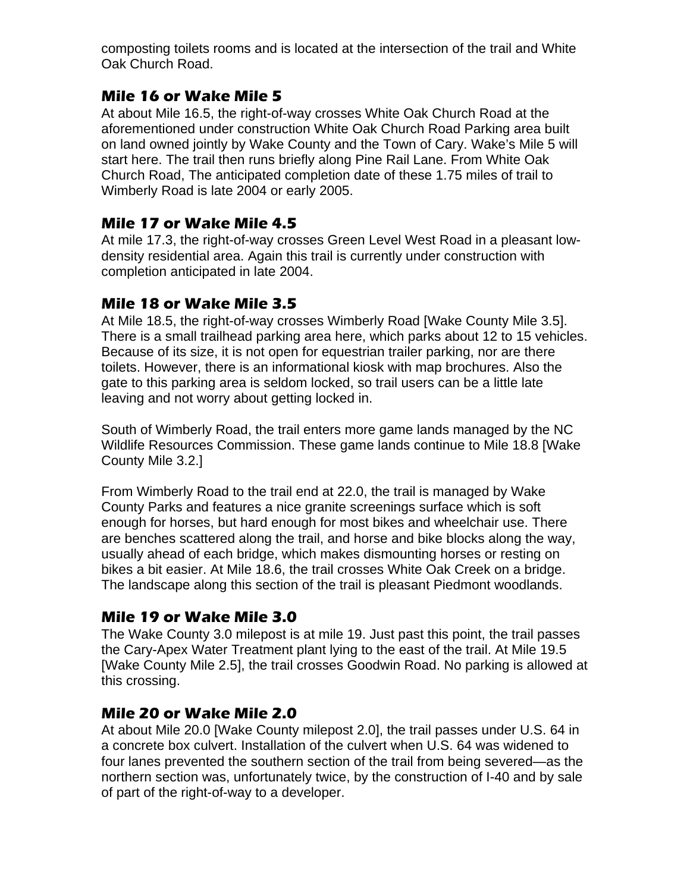composting toilets rooms and is located at the intersection of the trail and White Oak Church Road.

### Mile 16 or Wake Mile 5

At about Mile 16.5, the right-of-way crosses White Oak Church Road at the aforementioned under construction White Oak Church Road Parking area built on land owned jointly by Wake County and the Town of Cary. Wake's Mile 5 will start here. The trail then runs briefly along Pine Rail Lane. From White Oak Church Road, The anticipated completion date of these 1.75 miles of trail to Wimberly Road is late 2004 or early 2005.

### Mile 17 or Wake Mile 4.5

At mile 17.3, the right-of-way crosses Green Level West Road in a pleasant low-density residential area. Again this trail is currently under construction with completion anticipated in late 2004.

### Mile 18 or Wake Mile 3.5

At Mile 18.5, the right-of-way crosses Wimberly Road [Wake County Mile 3.5]. There is a small trailhead parking area here, which parks about 12 to 15 vehicles. Because of its size, it is not open for equestrian trailer parking, nor are there toilets. However, there is an informational kiosk with map brochures. Also the gate to this parking area is seldom locked, so trail users can be a little late leaving and not worry about getting locked in.

South of Wimberly Road, the trail enters more game lands managed by the NC Wildlife Resources Commission. These game lands continue to Mile 18.8 [Wake County Mile 3.2.]

From Wimberly Road to the trail end at 22.0, the trail is managed by Wake County Parks and features a nice granite screenings surface which is soft enough for horses, but hard enough for most bikes and wheelchair use. There are benches scattered along the trail, and horse and bike blocks along the way, usually ahead of each bridge, which makes dismounting horses or resting on bikes a bit easier. At Mile 18.6, the trail crosses White Oak Creek on a bridge. The landscape along this section of the trail is pleasant Piedmont woodlands.

### Mile 19 or Wake Mile 3.0

The Wake County 3.0 milepost is at mile 19. Just past this point, the trail passes the Cary-Apex Water Treatment plant lying to the east of the trail. At Mile 19.5 [Wake County Mile 2.5], the trail crosses Goodwin Road. No parking is allowed at this crossing.

### Mile 20 or Wake Mile 2.0

At about Mile 20.0 [Wake County milepost 2.0], the trail passes under U.S. 64 in a concrete box culvert. Installation of the culvert when U.S. 64 was widened to four lanes prevented the southern section of the trail from being severed—as the northern section was, unfortunately twice, by the construction of I-40 and by sale of part of the right-of-way to a developer.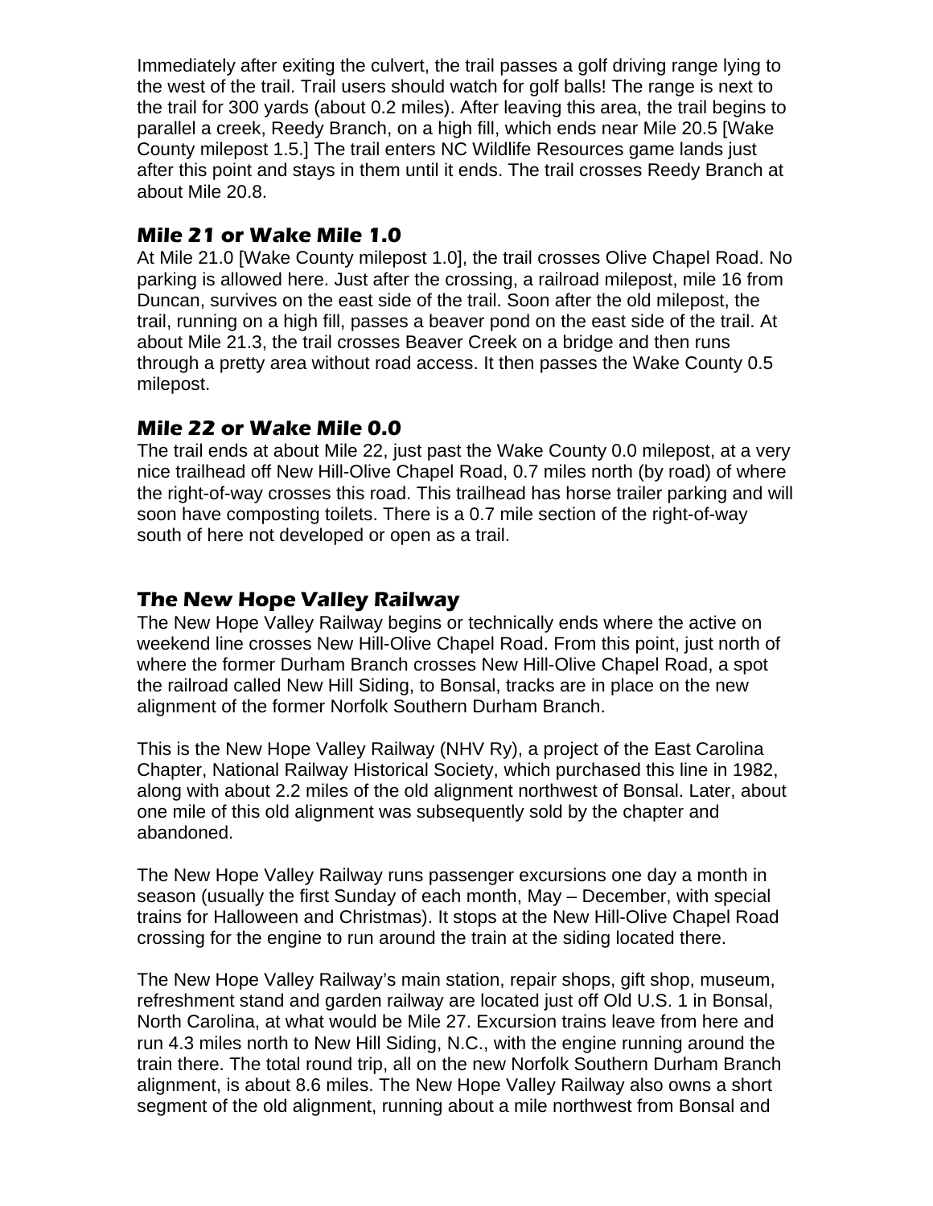Immediately after exiting the culvert, the trail passes a golf driving range lying to the west of the trail. Trail users should watch for golf balls! The range is next to the trail for 300 yards (about 0.2 miles). After leaving this area, the trail begins to parallel a creek, Reedy Branch, on a high fill, which ends near Mile 20.5 [Wake County milepost 1.5.] The trail enters NC Wildlife Resources game lands just after this point and stays in them until it ends. The trail crosses Reedy Branch at about Mile 20.8.

### Mile 21 or Wake Mile 1.0

At Mile 21.0 [Wake County milepost 1.0], the trail crosses Olive Chapel Road. No parking is allowed here. Just after the crossing, a railroad milepost, mile 16 from Duncan, survives on the east side of the trail. Soon after the old milepost, the trail, running on a high fill, passes a beaver pond on the east side of the trail. At about Mile 21.3, the trail crosses Beaver Creek on a bridge and then runs through a pretty area without road access. It then passes the Wake County 0.5 milepost.

### Mile 22 or Wake Mile 0.0

The trail ends at about Mile 22, just past the Wake County 0.0 milepost, at a very nice trailhead off New Hill-Olive Chapel Road, 0.7 miles north (by road) of where the right-of-way crosses this road. This trailhead has horse trailer parking and will soon have composting toilets. There is a 0.7 mile section of the right-of-way south of here not developed or open as a trail.

### The New Hope Valley Railway

The New Hope Valley Railway begins or technically ends where the active on weekend line crosses New Hill-Olive Chapel Road. From this point, just north of where the former Durham Branch crosses New Hill-Olive Chapel Road, a spot the railroad called New Hill Siding, to Bonsal, tracks are in place on the new alignment of the former Norfolk Southern Durham Branch.

This is the New Hope Valley Railway (NHV Ry), a project of the East Carolina Chapter, National Railway Historical Society, which purchased this line in 1982, along with about 2.2 miles of the old alignment northwest of Bonsal. Later, about one mile of this old alignment was subsequently sold by the chapter and abandoned.

The New Hope Valley Railway runs passenger excursions one day a month in season (usually the first Sunday of each month, May – December, with special trains for Halloween and Christmas). It stops at the New Hill-Olive Chapel Road crossing for the engine to run around the train at the siding located there.

The New Hope Valley Railway's main station, repair shops, gift shop, museum, refreshment stand and garden railway are located just off Old U.S. 1 in Bonsal, North Carolina, at what would be Mile 27. Excursion trains leave from here and run 4.3 miles north to New Hill Siding, N.C., with the engine running around the train there. The total round trip, all on the new Norfolk Southern Durham Branch alignment, is about 8.6 miles. The New Hope Valley Railway also owns a short segment of the old alignment, running about a mile northwest from Bonsal and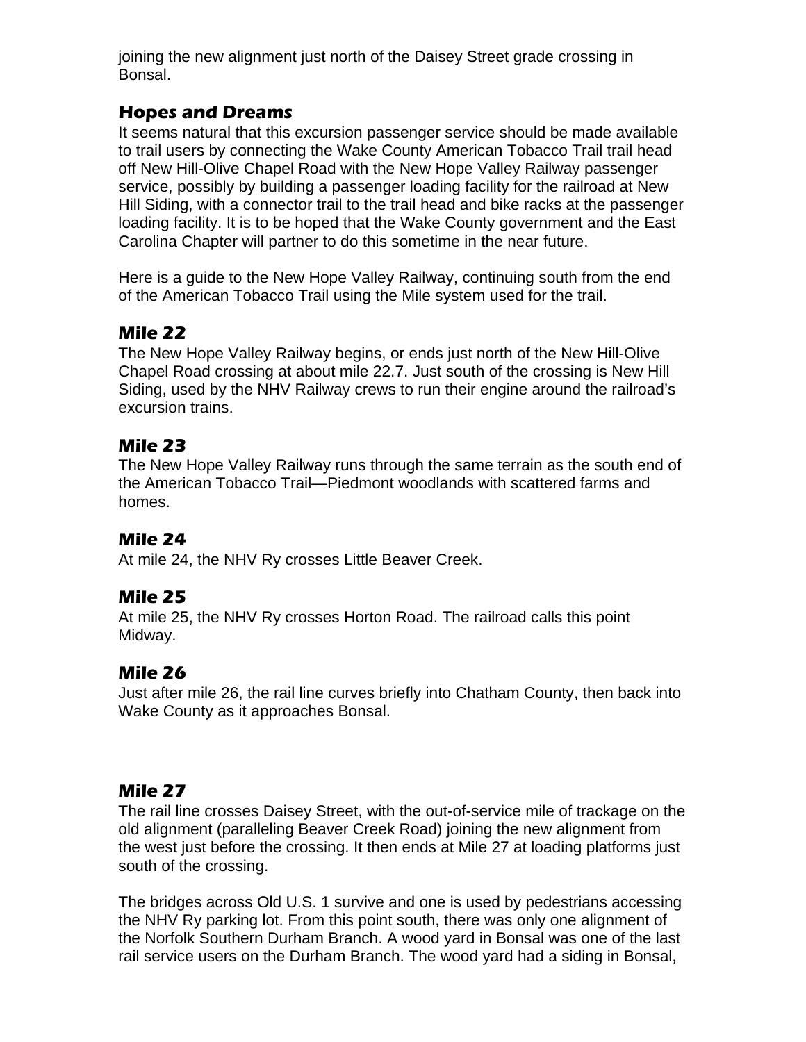joining the new alignment just north of the Daisey Street grade crossing in Bonsal.

## Hopes and Dreams

It seems natural that this excursion passenger service should be made available to trail users by connecting the Wake County American Tobacco Trail trail head off New Hill-Olive Chapel Road with the New Hope Valley Railway passenger service, possibly by building a passenger loading facility for the railroad at New Hill Siding, with a connector trail to the trail head and bike racks at the passenger loading facility. It is to be hoped that the Wake County government and the East Carolina Chapter will partner to do this sometime in the near future.

Here is a guide to the New Hope Valley Railway, continuing south from the end of the American Tobacco Trail using the Mile system used for the trail.

## Mile 22

The New Hope Valley Railway begins, or ends just north of the New Hill-Olive Chapel Road crossing at about mile 22.7. Just south of the crossing is New Hill Siding, used by the NHV Railway crews to run their engine around the railroad's excursion trains.

## Mile 23

The New Hope Valley Railway runs through the same terrain as the south end of the American Tobacco Trail—Piedmont woodlands with scattered farms and homes.

## Mile 24

At mile 24, the NHV Ry crosses Little Beaver Creek.

## Mile 25

At mile 25, the NHV Ry crosses Horton Road. The railroad calls this point Midway.

## Mile 26

Just after mile 26, the rail line curves briefly into Chatham County, then back into Wake County as it approaches Bonsal.

## Mile 27

The rail line crosses Daisey Street, with the out-of-service mile of trackage on the old alignment (paralleling Beaver Creek Road) joining the new alignment from the west just before the crossing. It then ends at Mile 27 at loading platforms just south of the crossing.

The bridges across Old U.S. 1 survive and one is used by pedestrians accessing the NHV Ry parking lot. From this point south, there was only one alignment of the Norfolk Southern Durham Branch. A wood yard in Bonsal was one of the last rail service users on the Durham Branch. The wood yard had a siding in Bonsal,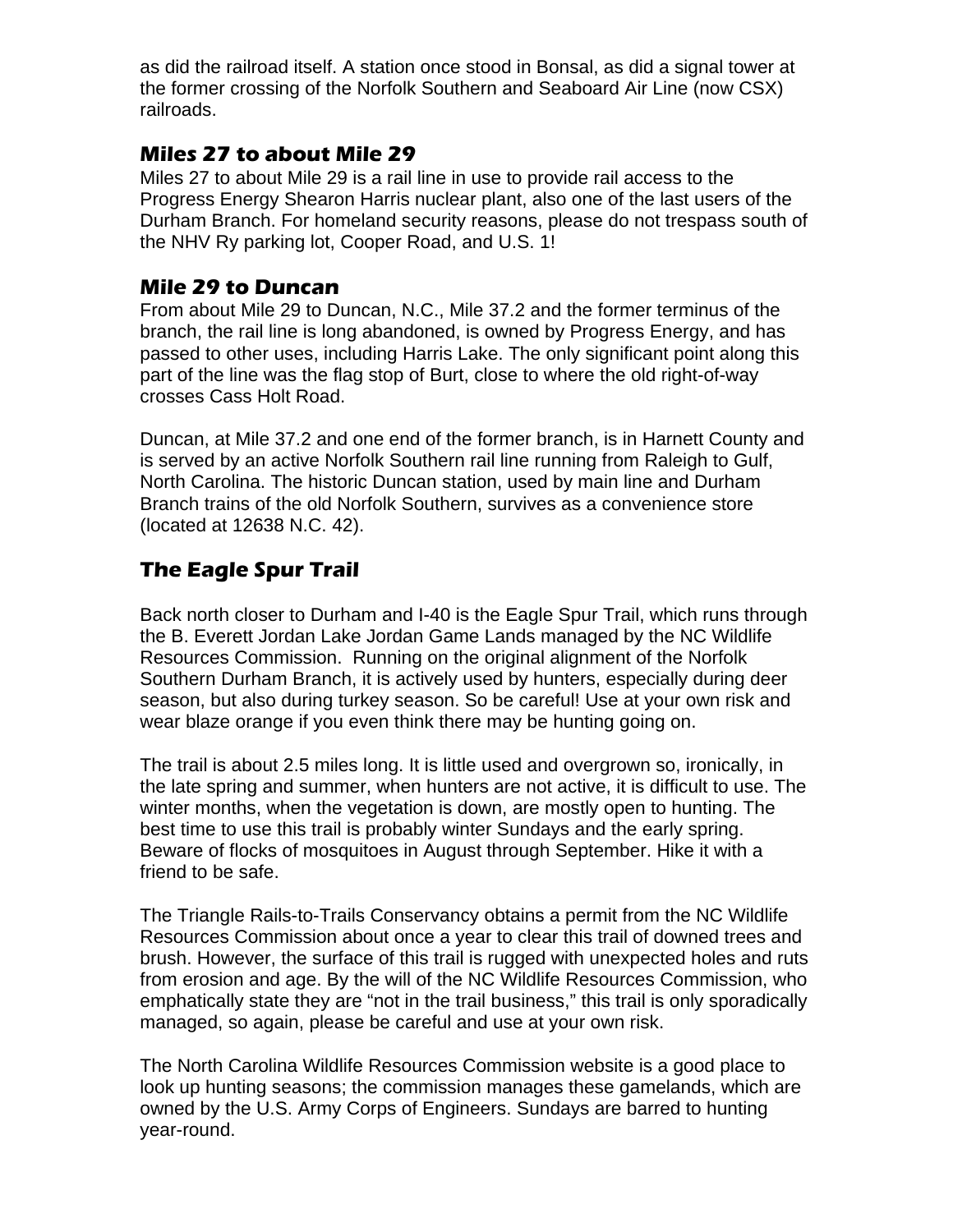as did the railroad itself. A station once stood in Bonsal, as did a signal tower at the former crossing of the Norfolk Southern and Seaboard Air Line (now CSX) railroads.

### Miles 27 to about Mile 29

Miles 27 to about Mile 29 is a rail line in use to provide rail access to the Progress Energy Shearon Harris nuclear plant, also one of the last users of the Durham Branch. For homeland security reasons, please do not trespass south of the NHV Ry parking lot, Cooper Road, and U.S. 1!

### Mile 29 to Duncan

From about Mile 29 to Duncan, N.C., Mile 37.2 and the former terminus of the branch, the rail line is long abandoned, is owned by Progress Energy, and has passed to other uses, including Harris Lake. The only significant point along this part of the line was the flag stop of Burt, close to where the old right-of-way crosses Cass Holt Road.

Duncan, at Mile 37.2 and one end of the former branch, is in Harnett County and is served by an active Norfolk Southern rail line running from Raleigh to Gulf, North Carolina. The historic Duncan station, used by main line and Durham Branch trains of the old Norfolk Southern, survives as a convenience store (located at 12638 N.C. 42).

## The Eagle Spur Trail

Back north closer to Durham and I-40 is the Eagle Spur Trail, which runs through the B. Everett Jordan Lake Jordan Game Lands managed by the NC Wildlife Resources Commission. Running on the original alignment of the Norfolk Southern Durham Branch, it is actively used by hunters, especially during deer season, but also during turkey season. So be careful! Use at your own risk and wear blaze orange if you even think there may be hunting going on.

The trail is about 2.5 miles long. It is little used and overgrown so, ironically, in the late spring and summer, when hunters are not active, it is difficult to use. The winter months, when the vegetation is down, are mostly open to hunting. The best time to use this trail is probably winter Sundays and the early spring. Beware of flocks of mosquitoes in August through September. Hike it with a friend to be safe.

The Triangle Rails-to-Trails Conservancy obtains a permit from the NC Wildlife Resources Commission about once a year to clear this trail of downed trees and brush. However, the surface of this trail is rugged with unexpected holes and ruts from erosion and age. By the will of the NC Wildlife Resources Commission, who emphatically state they are "not in the trail business," this trail is only sporadically managed, so again, please be careful and use at your own risk.

The North Carolina Wildlife Resources Commission website is a good place to look up hunting seasons; the commission manages these gamelands, which are owned by the U.S. Army Corps of Engineers. Sundays are barred to hunting year-round.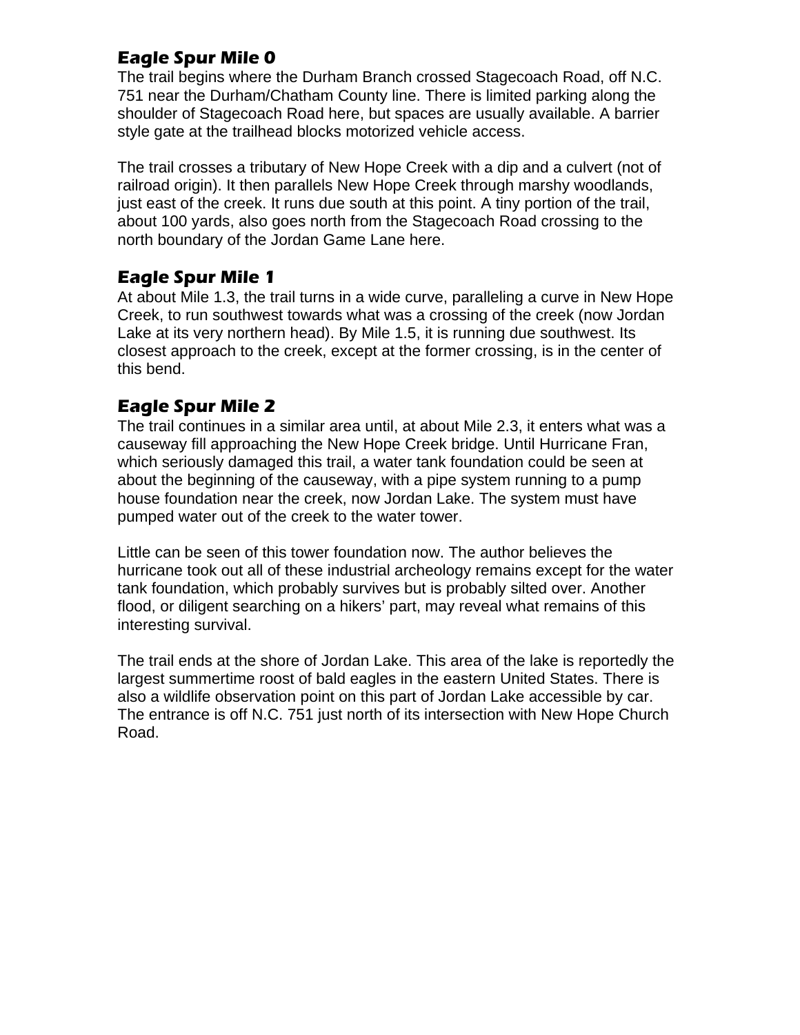### Eagle Spur Mile 0

The trail begins where the Durham Branch crossed Stagecoach Road, off N.C. 751 near the Durham/Chatham County line. There is limited parking along the shoulder of Stagecoach Road here, but spaces are usually available. A barrier style gate at the trailhead blocks motorized vehicle access.

The trail crosses a tributary of New Hope Creek with a dip and a culvert (not of railroad origin). It then parallels New Hope Creek through marshy woodlands, just east of the creek. It runs due south at this point. A tiny portion of the trail, about 100 yards, also goes north from the Stagecoach Road crossing to the north boundary of the Jordan Game Lane here.

### Eagle Spur Mile 1

At about Mile 1.3, the trail turns in a wide curve, paralleling a curve in New Hope Creek, to run southwest towards what was a crossing of the creek (now Jordan Lake at its very northern head). By Mile 1.5, it is running due southwest. Its closest approach to the creek, except at the former crossing, is in the center of this bend.

### Eagle Spur Mile 2

The trail continues in a similar area until, at about Mile 2.3, it enters what was a causeway fill approaching the New Hope Creek bridge. Until Hurricane Fran, which seriously damaged this trail, a water tank foundation could be seen at about the beginning of the causeway, with a pipe system running to a pump house foundation near the creek, now Jordan Lake. The system must have pumped water out of the creek to the water tower.

Little can be seen of this tower foundation now. The author believes the hurricane took out all of these industrial archeology remains except for the water tank foundation, which probably survives but is probably silted over. Another flood, or diligent searching on a hikers' part, may reveal what remains of this interesting survival.

The trail ends at the shore of Jordan Lake. This area of the lake is reportedly the largest summertime roost of bald eagles in the eastern United States. There is also a wildlife observation point on this part of Jordan Lake accessible by car. The entrance is off N.C. 751 just north of its intersection with New Hope Church Road.